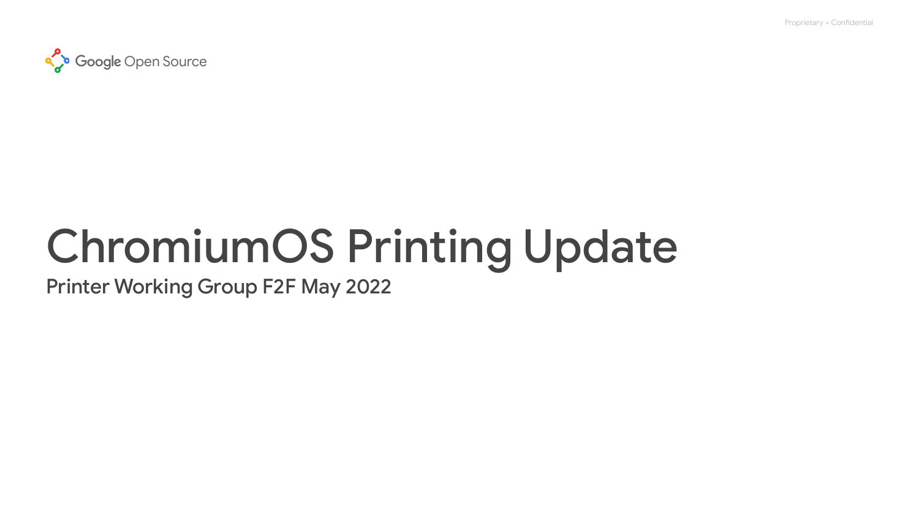Proprietary + Confidential

Google Open Source

# ChromiumOS Printing Update

## Printer Working Group F2F May 2022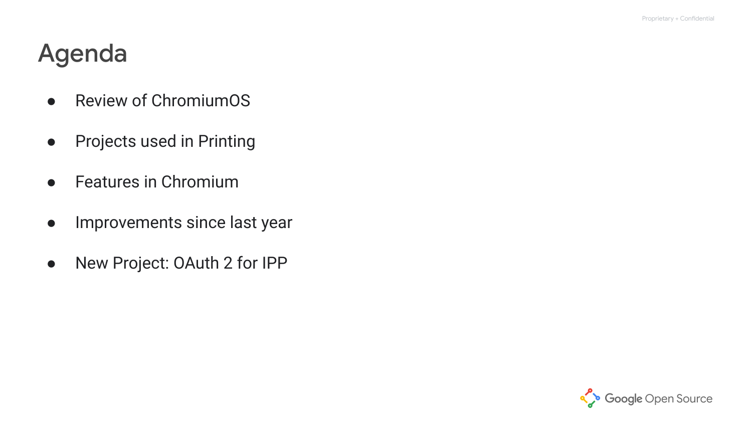# Agenda

- Review of ChromiumOS
- Projects used in Printing
- Features in Chromium
- Improvements since last year
- New Project: OAuth 2 for IPP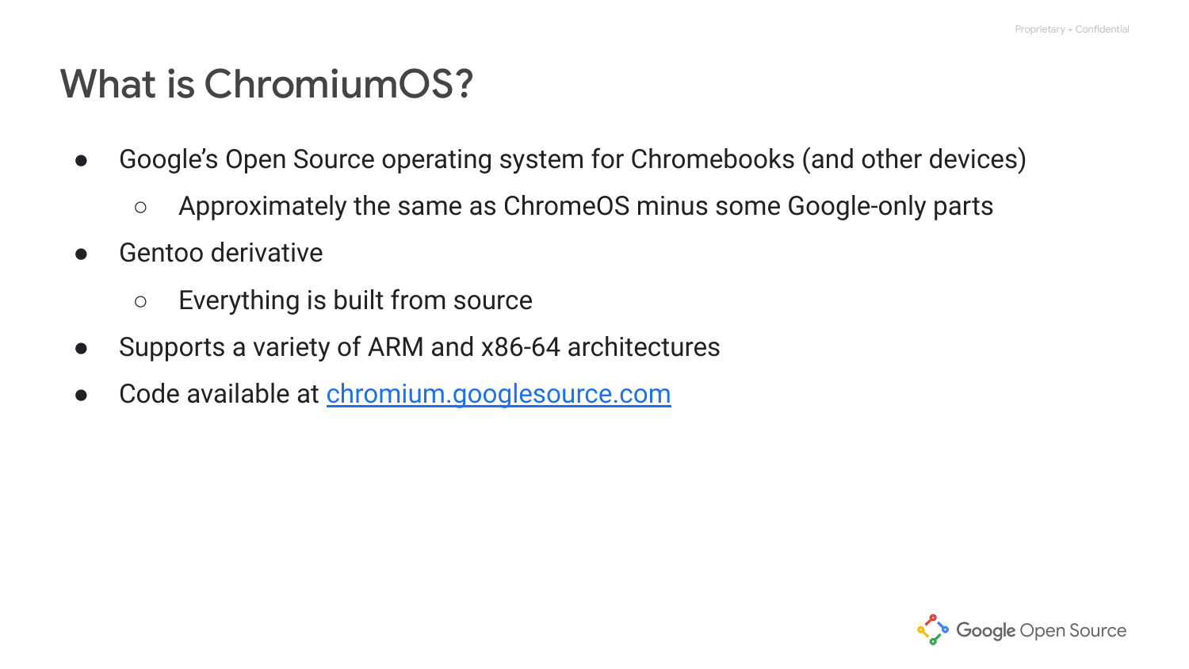# What is ChromiumOS?

- Google's Open Source operating system for Chromebooks (and other devices)
  - Approximately the same as ChromeOS minus some Google-only parts
- Gentoo derivative
  - Everything is built from source
- Supports a variety of ARM and x86-64 architectures
- Code available at [chromium.googlesource.com](https://chromium.googlesource.com)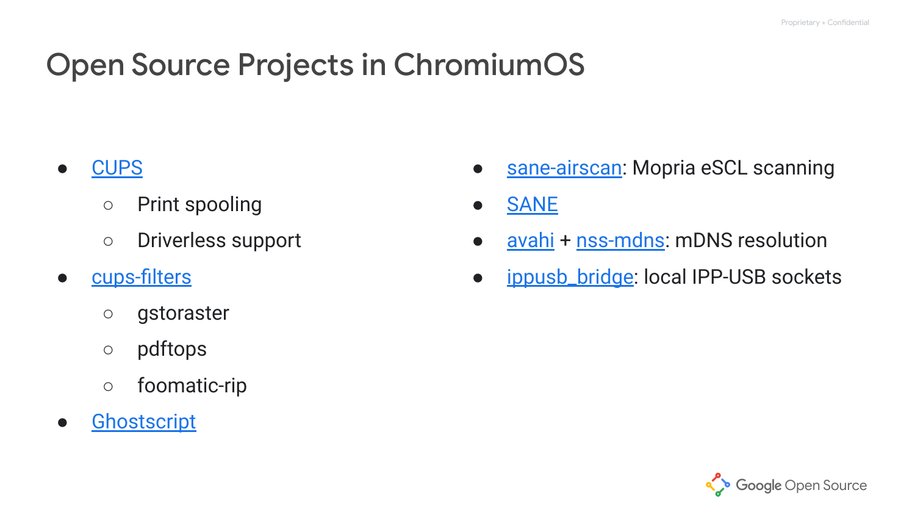# Open Source Projects in ChromiumOS

- CUPS
  - Print spooling
  - Driverless support
- cups-filters
  - gstoraster
  - pdftops
  - foomatic-rip
- Ghostscript

- sane-airscan: Mopria eSCL scanning
- SANE
- avahi + nss-mdns: mDNS resolution
- ippusb_bridge: local IPP-USB sockets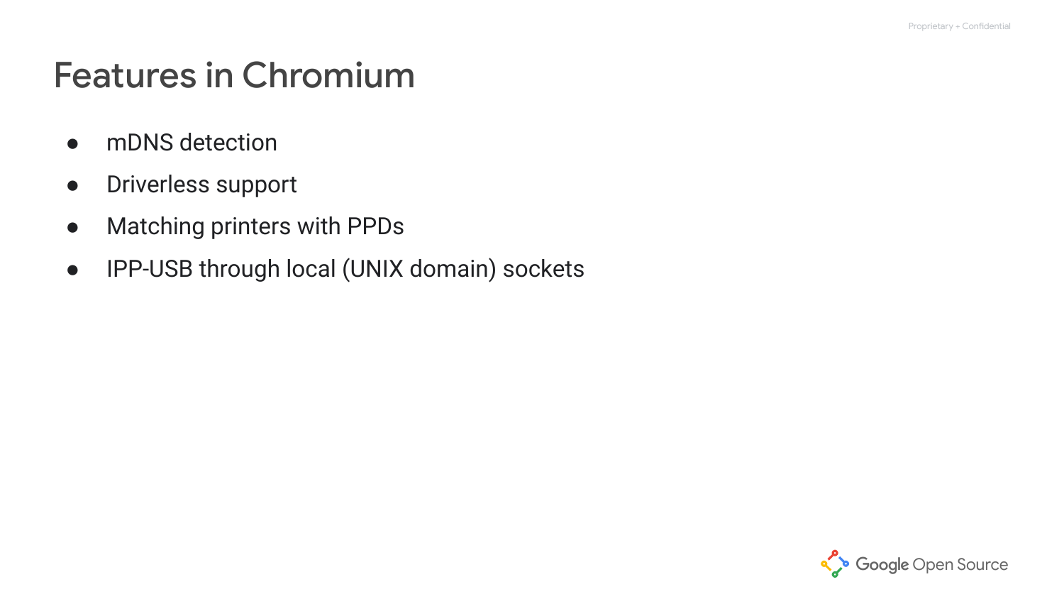# Features in Chromium

- mDNS detection
- Driverless support
- Matching printers with PPDs
- IPP-USB through local (UNIX domain) sockets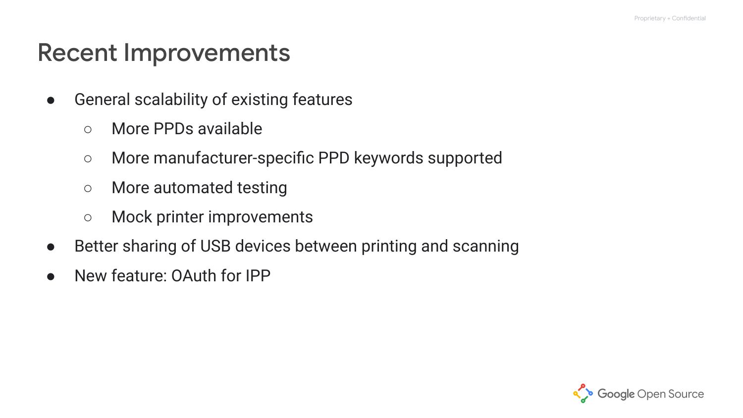# Recent Improvements

- General scalability of existing features
  - More PPDs available
  - More manufacturer-specific PPD keywords supported
  - More automated testing
  - Mock printer improvements
- Better sharing of USB devices between printing and scanning
- New feature: OAuth for IPP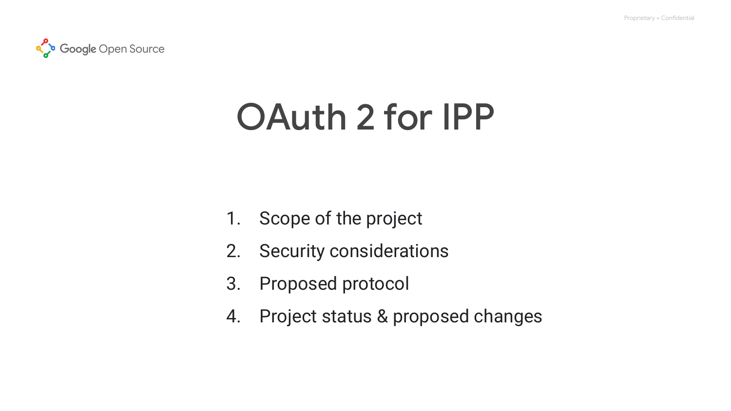# OAuth 2 for IPP

1. Scope of the project
2. Security considerations
3. Proposed protocol
4. Project status & proposed changes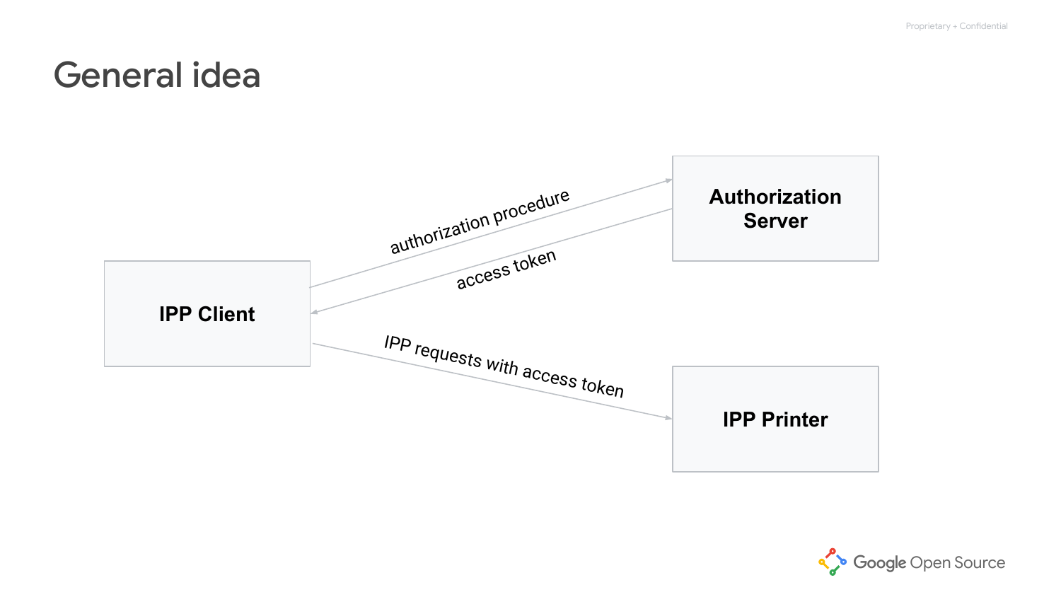# General idea

IPP Client

Authorization Server

IPP Printer

authorization procedure

access token

IPP requests with access token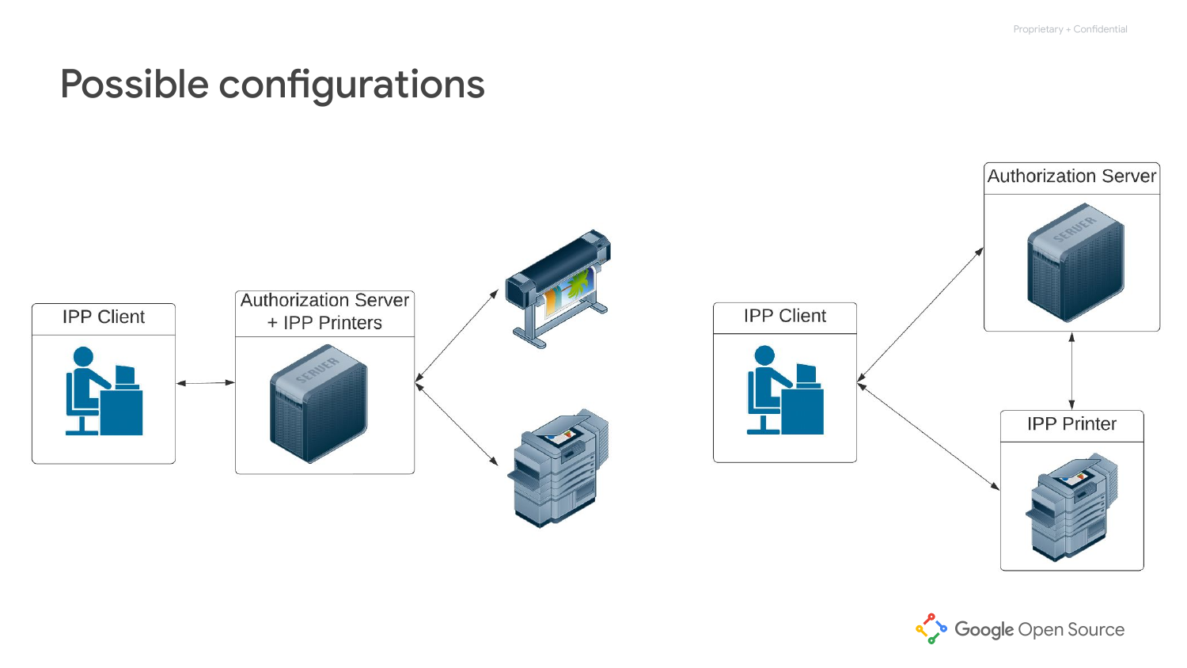# Possible configurations

IPP Client

Authorization Server + IPP Printers

IPP Client

Authorization Server

IPP Printer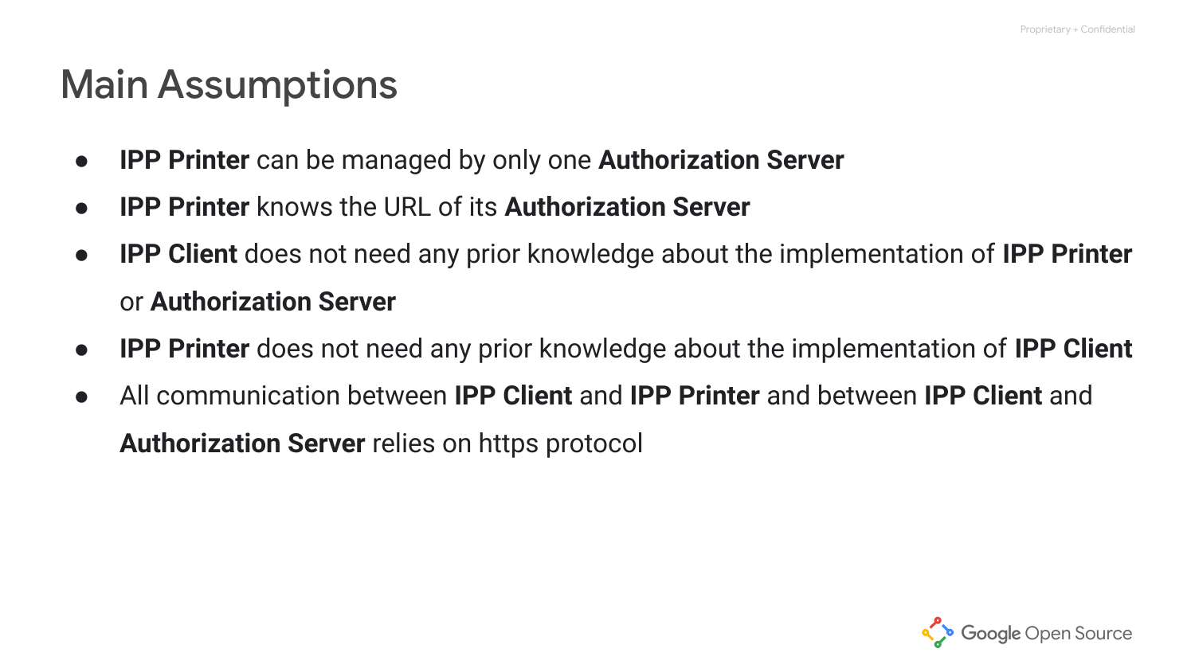# Main Assumptions

- **IPP Printer** can be managed by only one **Authorization Server**
- **IPP Printer** knows the URL of its **Authorization Server**
- **IPP Client** does not need any prior knowledge about the implementation of **IPP Printer** or **Authorization Server**
- **IPP Printer** does not need any prior knowledge about the implementation of **IPP Client**
- All communication between **IPP Client** and **IPP Printer** and between **IPP Client** and **Authorization Server** relies on https protocol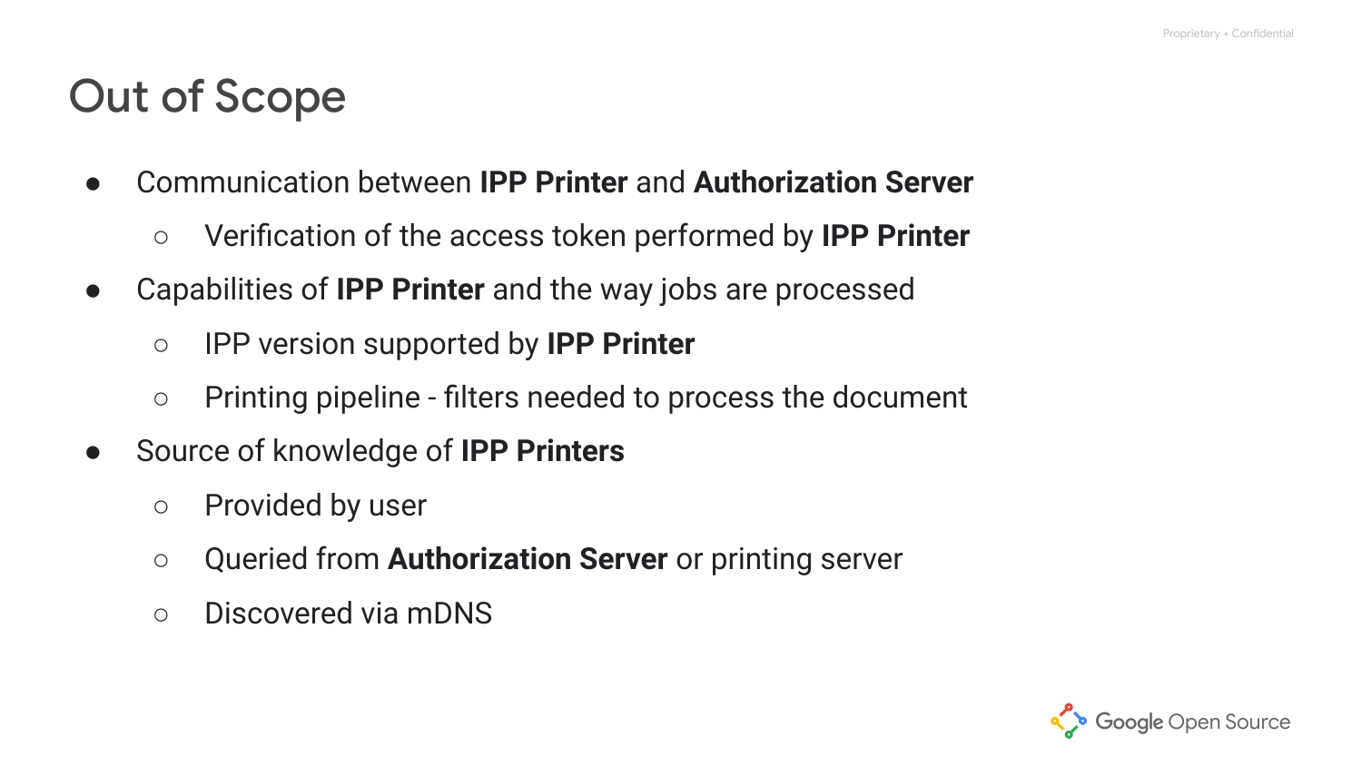# Out of Scope

- Communication between **IPP Printer** and **Authorization Server**
  - Verification of the access token performed by **IPP Printer**
- Capabilities of **IPP Printer** and the way jobs are processed
  - IPP version supported by **IPP Printer**
  - Printing pipeline - filters needed to process the document
- Source of knowledge of **IPP Printers**
  - Provided by user
  - Queried from **Authorization Server** or printing server
  - Discovered via mDNS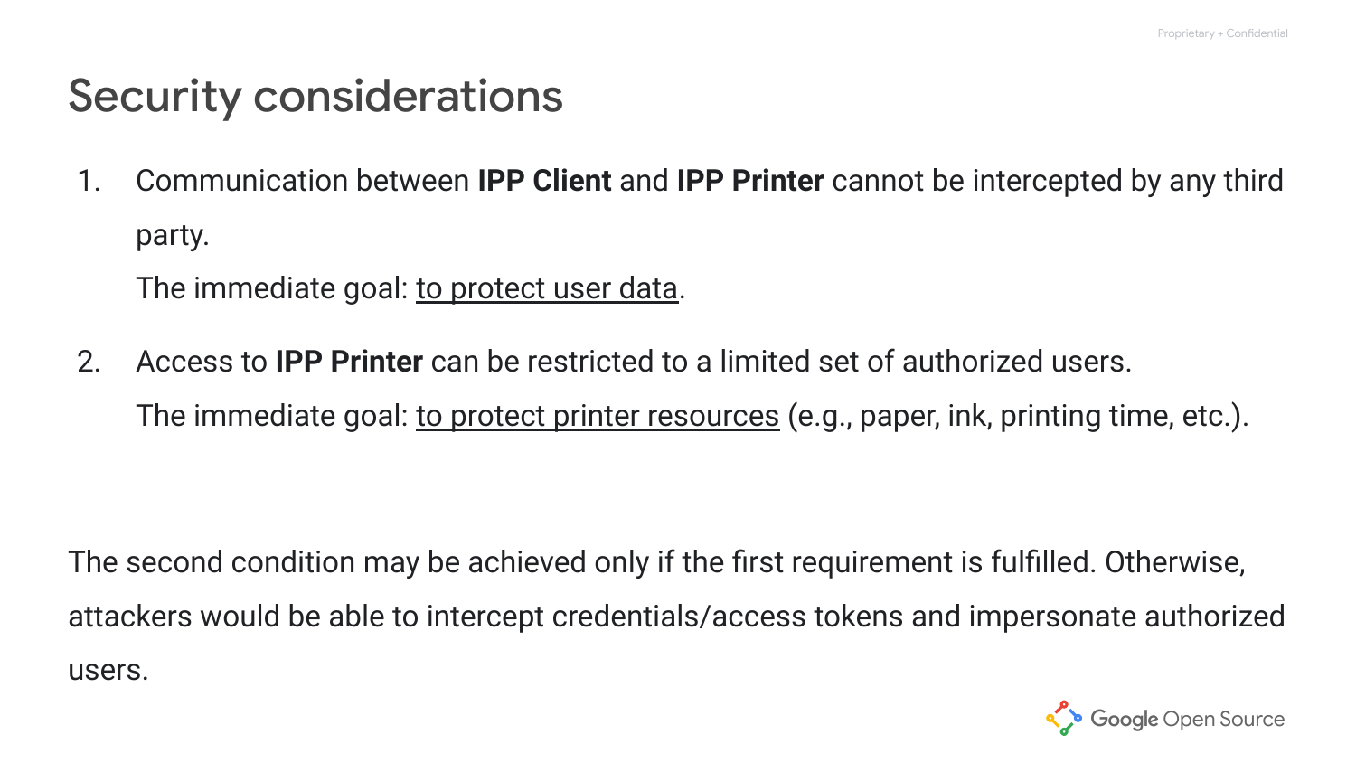# Security considerations

1. Communication between **IPP Client** and **IPP Printer** cannot be intercepted by any third party.
   The immediate goal: <u>to protect user data</u>.

2. Access to **IPP Printer** can be restricted to a limited set of authorized users.
   The immediate goal: <u>to protect printer resources</u> (e.g., paper, ink, printing time, etc.).

The second condition may be achieved only if the first requirement is fulfilled. Otherwise, attackers would be able to intercept credentials/access tokens and impersonate authorized users.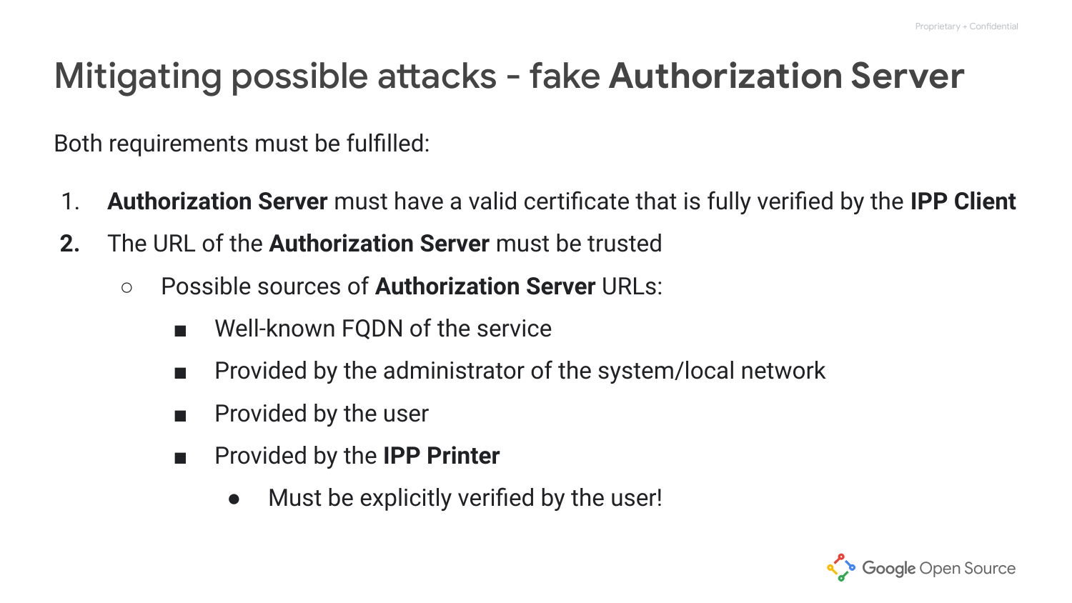# Mitigating possible attacks - fake **Authorization Server**

Both requirements must be fulfilled:

1. **Authorization Server** must have a valid certificate that is fully verified by the **IPP Client**
2. The URL of the **Authorization Server** must be trusted
   - Possible sources of **Authorization Server** URLs:
     - Well-known FQDN of the service
     - Provided by the administrator of the system/local network
     - Provided by the user
     - Provided by the **IPP Printer**
       - Must be explicitly verified by the user!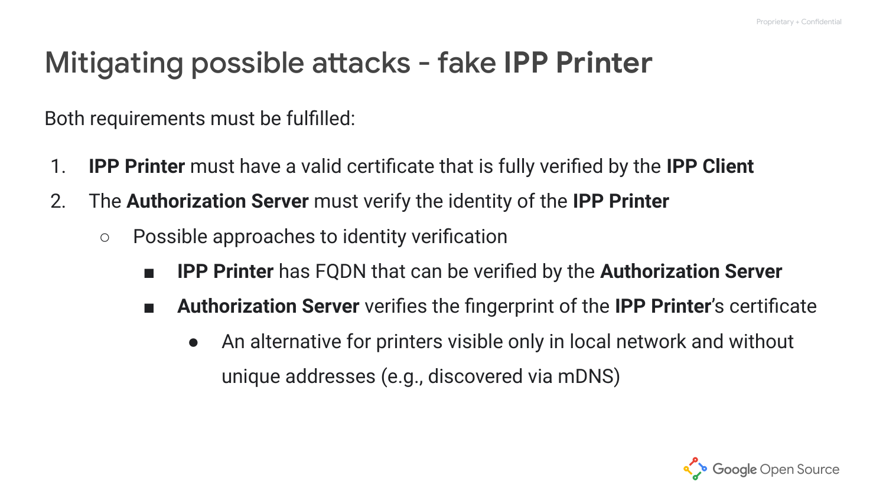# Mitigating possible attacks - fake IPP Printer

Both requirements must be fulfilled:

1. **IPP Printer** must have a valid certificate that is fully verified by the **IPP Client**
2. The **Authorization Server** must verify the identity of the **IPP Printer**
    - Possible approaches to identity verification
        - **IPP Printer** has FQDN that can be verified by the **Authorization Server**
        - **Authorization Server** verifies the fingerprint of the **IPP Printer**'s certificate
            - An alternative for printers visible only in local network and without unique addresses (e.g., discovered via mDNS)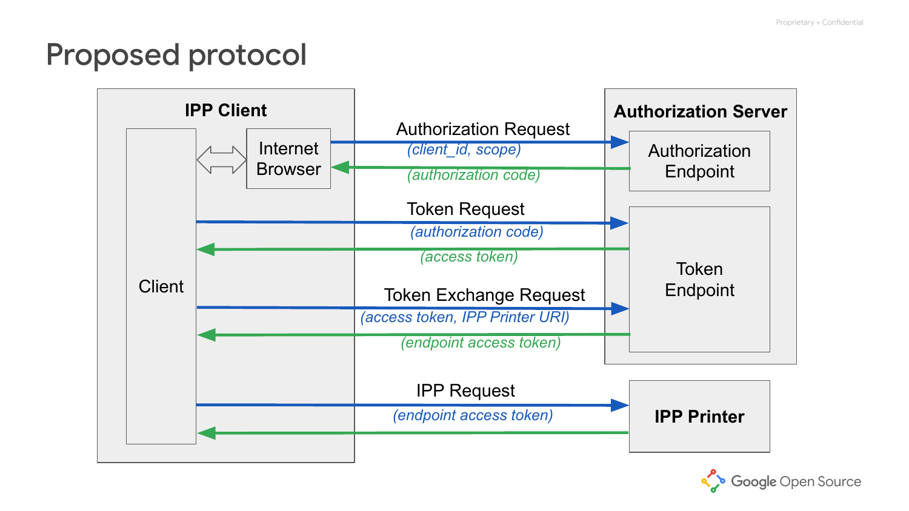# Proposed protocol

**IPP Client**

- Client
- Internet Browser

**Authorization Server**

- Authorization Endpoint
- Token Endpoint

**IPP Printer**

Authorization Request
*(client_id, scope)*
*(authorization code)*

Token Request
*(authorization code)*
*(access token)*

Token Exchange Request
*(access token, IPP Printer URI)*
*(endpoint access token)*

IPP Request
*(endpoint access token)*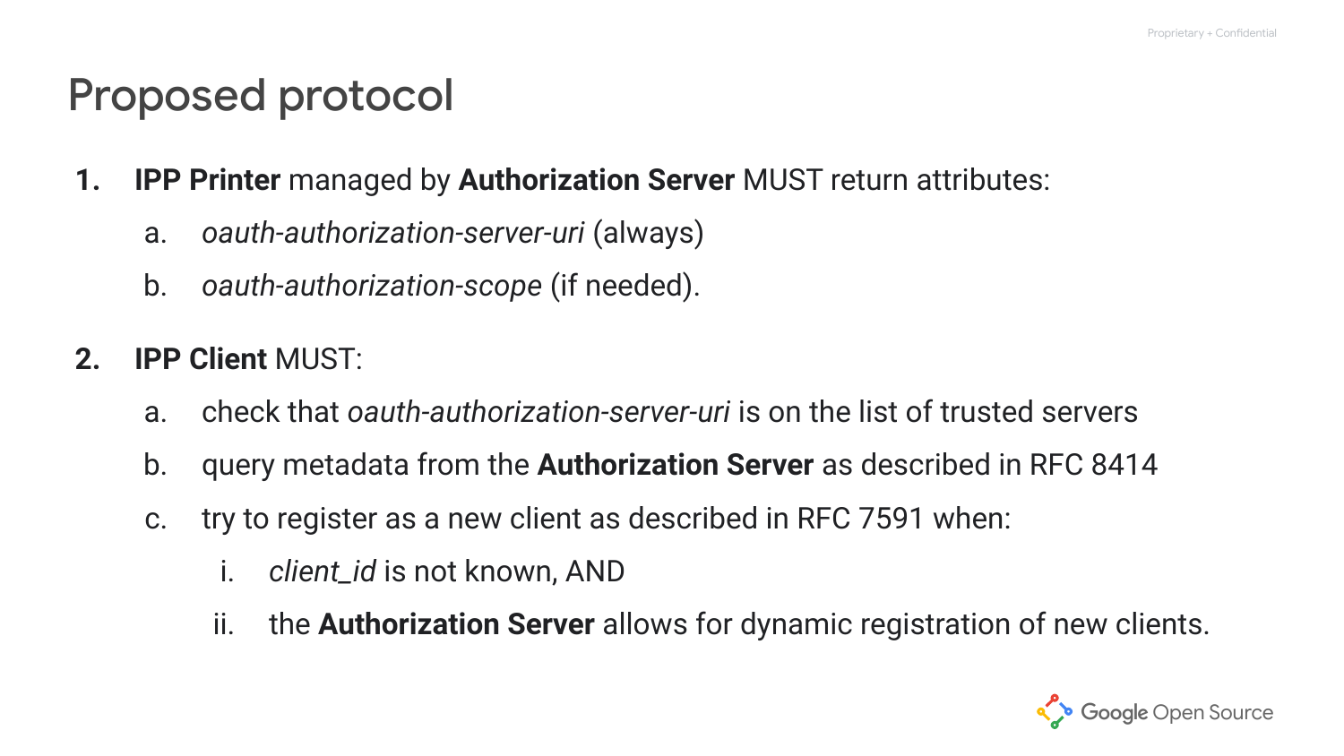# Proposed protocol

1. **IPP Printer** managed by **Authorization Server** MUST return attributes:
   a. *oauth-authorization-server-uri* (always)
   b. *oauth-authorization-scope* (if needed).

2. **IPP Client** MUST:
   a. check that *oauth-authorization-server-uri* is on the list of trusted servers
   b. query metadata from the **Authorization Server** as described in RFC 8414
   c. try to register as a new client as described in RFC 7591 when:
      i. *client_id* is not known, AND
      ii. the **Authorization Server** allows for dynamic registration of new clients.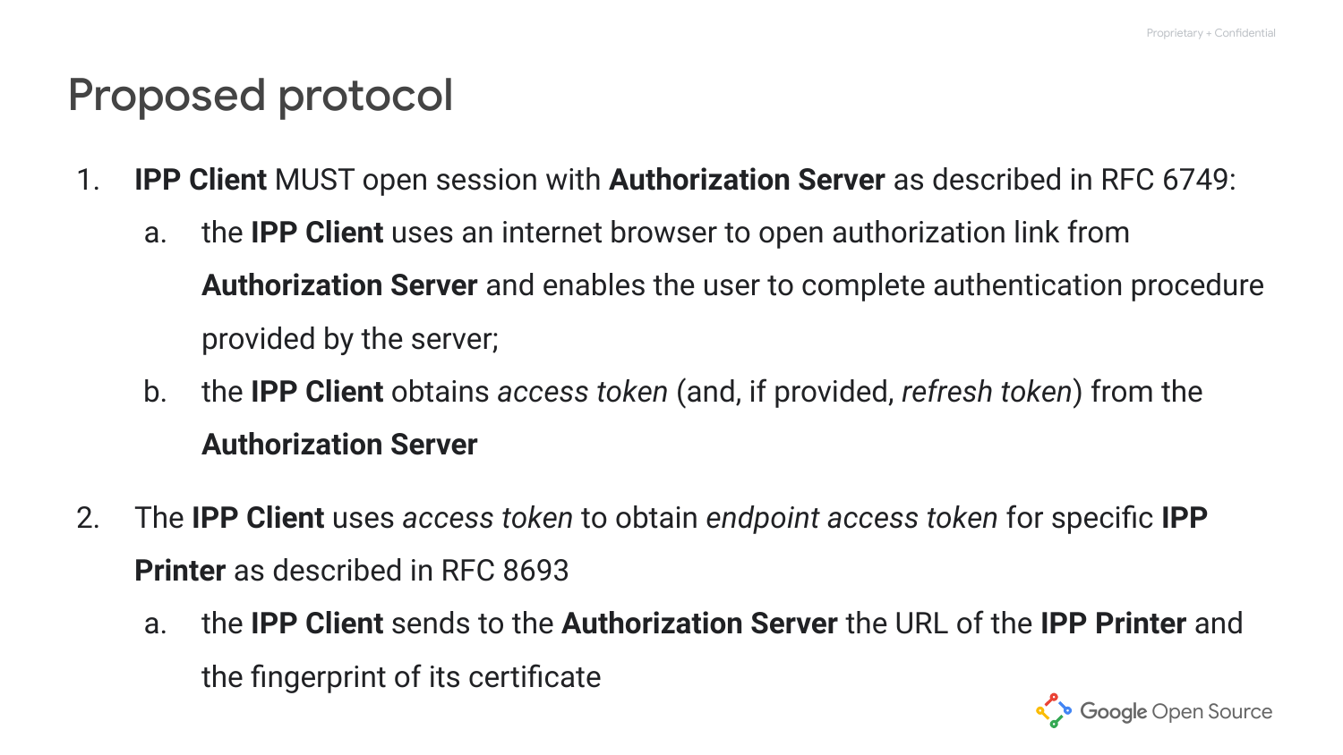# Proposed protocol

1. **IPP Client** MUST open session with **Authorization Server** as described in RFC 6749:
    a. the **IPP Client** uses an internet browser to open authorization link from **Authorization Server** and enables the user to complete authentication procedure provided by the server;
    b. the **IPP Client** obtains *access token* (and, if provided, *refresh token*) from the **Authorization Server**

2. The **IPP Client** uses *access token* to obtain *endpoint access token* for specific **IPP Printer** as described in RFC 8693
    a. the **IPP Client** sends to the **Authorization Server** the URL of the **IPP Printer** and the fingerprint of its certificate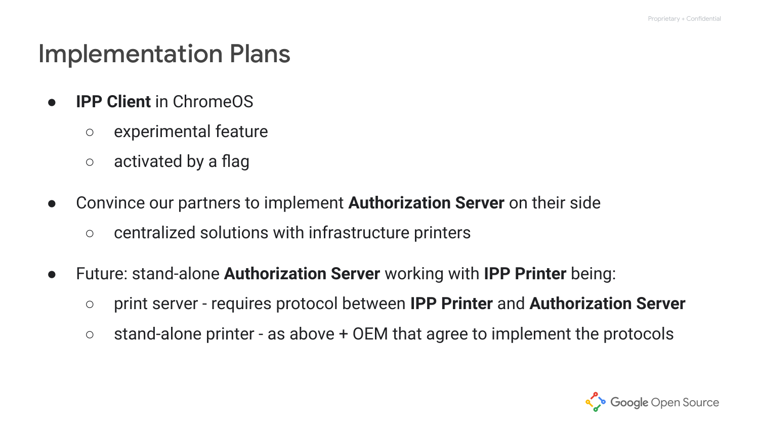# Implementation Plans

- **IPP Client** in ChromeOS
  - experimental feature
  - activated by a flag
- Convince our partners to implement **Authorization Server** on their side
  - centralized solutions with infrastructure printers
- Future: stand-alone **Authorization Server** working with **IPP Printer** being:
  - print server - requires protocol between **IPP Printer** and **Authorization Server**
  - stand-alone printer - as above + OEM that agree to implement the protocols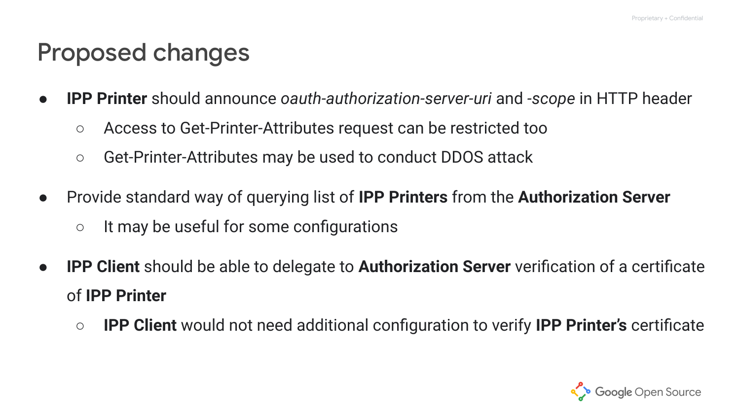# Proposed changes

- **IPP Printer** should announce *oauth-authorization-server-uri* and *-scope* in HTTP header
  - Access to Get-Printer-Attributes request can be restricted too
  - Get-Printer-Attributes may be used to conduct DDOS attack
- Provide standard way of querying list of **IPP Printers** from the **Authorization Server**
  - It may be useful for some configurations
- **IPP Client** should be able to delegate to **Authorization Server** verification of a certificate of **IPP Printer**
  - **IPP Client** would not need additional configuration to verify **IPP Printer's** certificate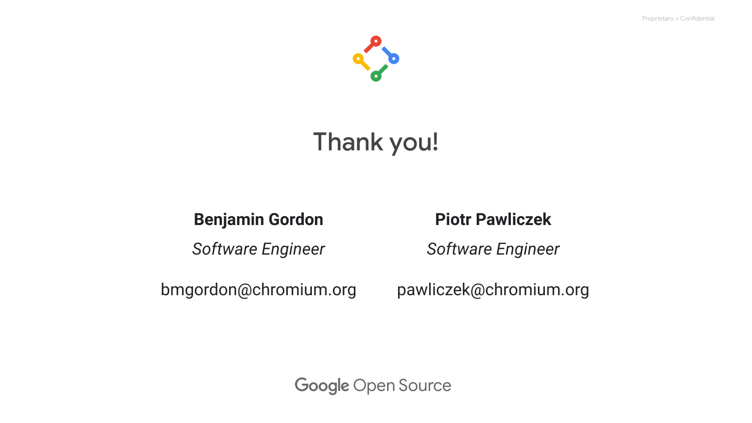Proprietary + Confidential

# Thank you!

**Benjamin Gordon**

*Software Engineer*

bmgordon@chromium.org

**Piotr Pawliczek**

*Software Engineer*

pawliczek@chromium.org

Google Open Source